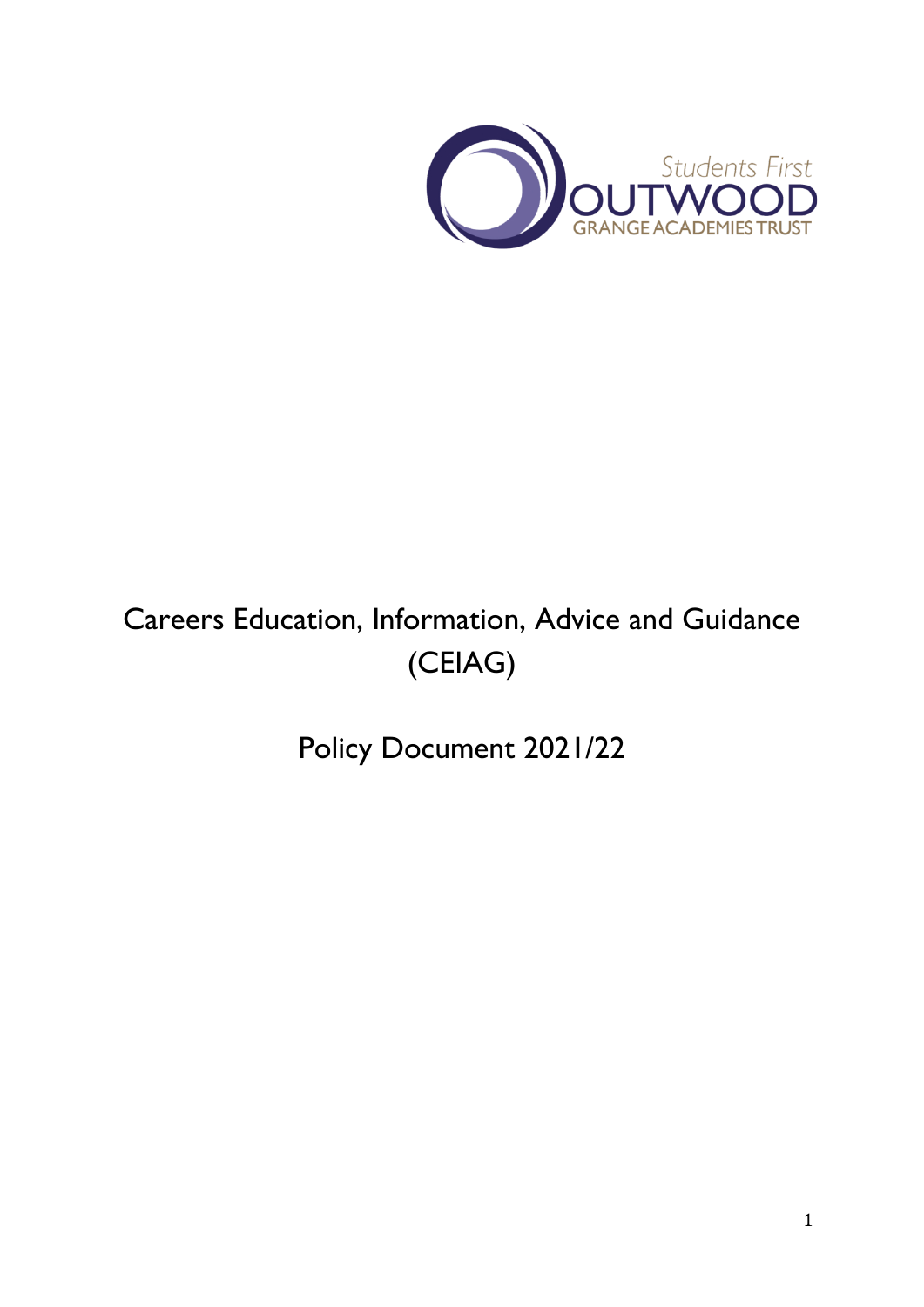Students First
OUTWOOD
GRANGE ACADEMIES TRUST

# Careers Education, Information, Advice and Guidance (CEIAG)

## Policy Document 2021/22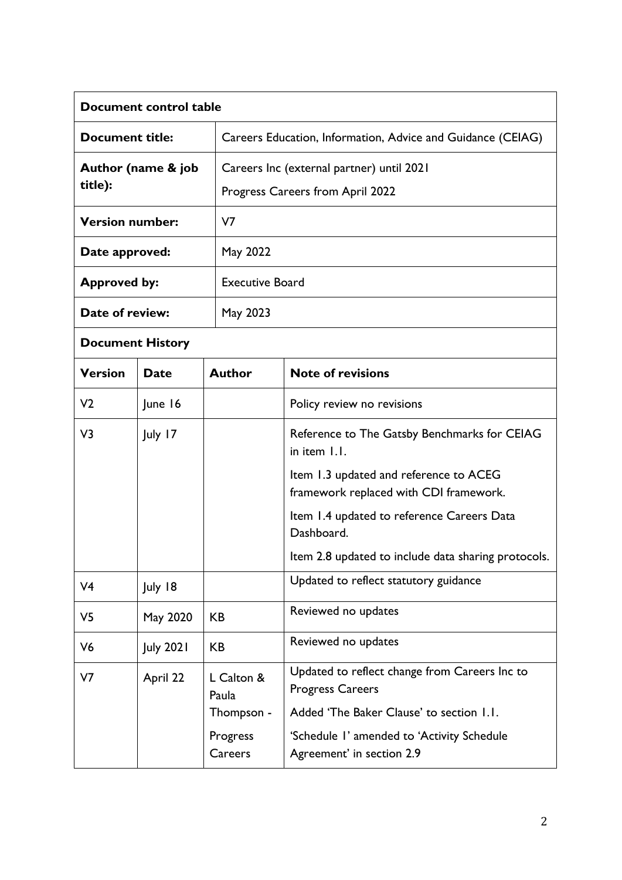| **Document control table** | |
|---|---|
| **Document title:** | Careers Education, Information, Advice and Guidance (CEIAG) |
| **Author (name & job title):** | Careers Inc (external partner) until 2021<br>Progress Careers from April 2022 |
| **Version number:** | V7 |
| **Date approved:** | May 2022 |
| **Approved by:** | Executive Board |
| **Date of review:** | May 2023 |

**Document History**

| **Version** | **Date** | **Author** | **Note of revisions** |
|---|---|---|---|
| V2 | June 16 | | Policy review no revisions |
| V3 | July 17 | | Reference to The Gatsby Benchmarks for CEIAG in item 1.1.<br>Item 1.3 updated and reference to ACEG framework replaced with CDI framework.<br>Item 1.4 updated to reference Careers Data Dashboard.<br>Item 2.8 updated to include data sharing protocols. |
| V4 | July 18 | | Updated to reflect statutory guidance |
| V5 | May 2020 | KB | Reviewed no updates |
| V6 | July 2021 | KB | Reviewed no updates |
| V7 | April 22 | L Calton & Paula Thompson - Progress Careers | Updated to reflect change from Careers Inc to Progress Careers<br>Added 'The Baker Clause' to section 1.1.<br>'Schedule 1' amended to 'Activity Schedule Agreement' in section 2.9 |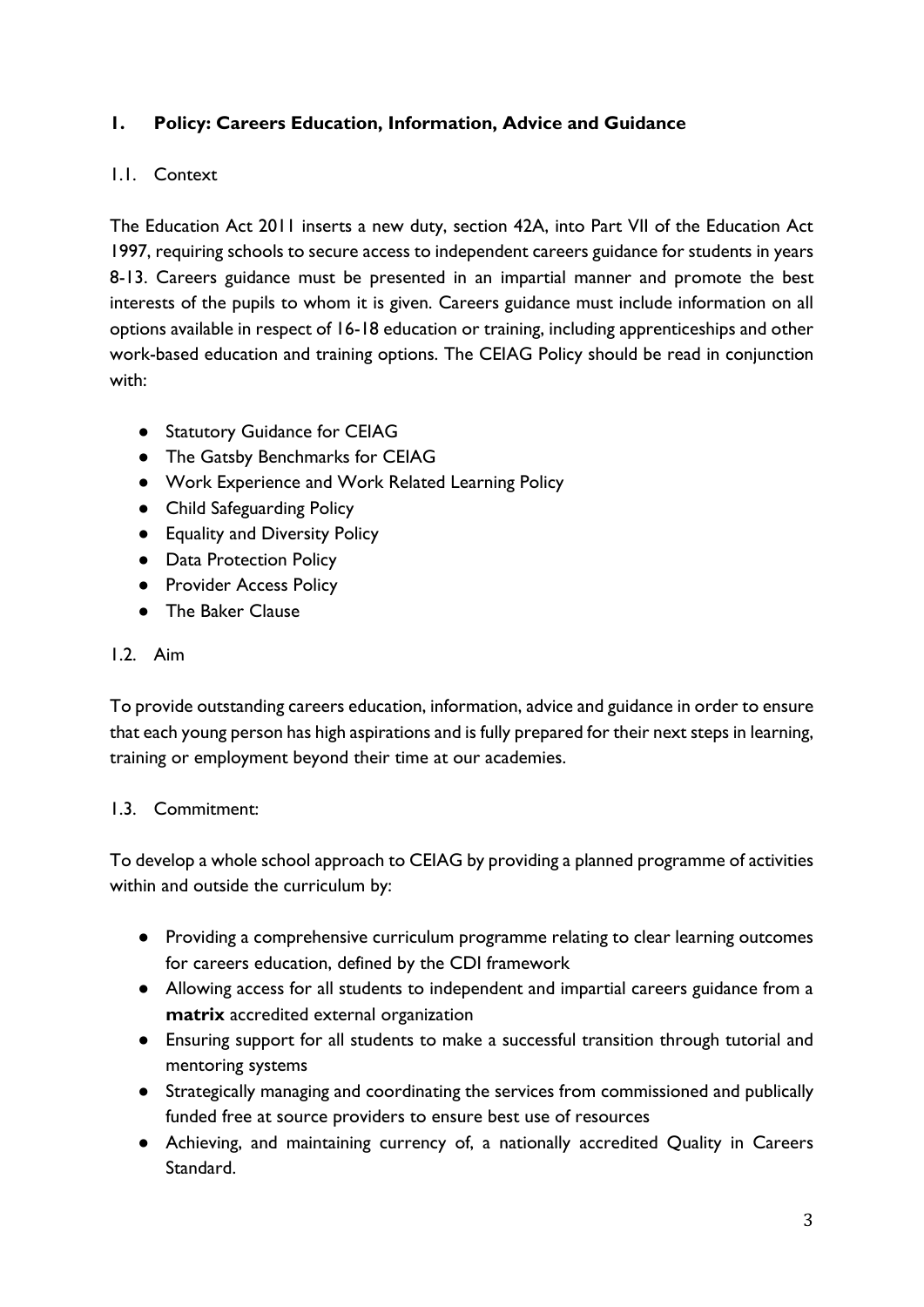## 1. Policy: Careers Education, Information, Advice and Guidance

### 1.1. Context

The Education Act 2011 inserts a new duty, section 42A, into Part VII of the Education Act 1997, requiring schools to secure access to independent careers guidance for students in years 8-13. Careers guidance must be presented in an impartial manner and promote the best interests of the pupils to whom it is given. Careers guidance must include information on all options available in respect of 16-18 education or training, including apprenticeships and other work-based education and training options. The CEIAG Policy should be read in conjunction with:

- Statutory Guidance for CEIAG
- The Gatsby Benchmarks for CEIAG
- Work Experience and Work Related Learning Policy
- Child Safeguarding Policy
- Equality and Diversity Policy
- Data Protection Policy
- Provider Access Policy
- The Baker Clause

### 1.2. Aim

To provide outstanding careers education, information, advice and guidance in order to ensure that each young person has high aspirations and is fully prepared for their next steps in learning, training or employment beyond their time at our academies.

### 1.3. Commitment:

To develop a whole school approach to CEIAG by providing a planned programme of activities within and outside the curriculum by:

- Providing a comprehensive curriculum programme relating to clear learning outcomes for careers education, defined by the CDI framework
- Allowing access for all students to independent and impartial careers guidance from a **matrix** accredited external organization
- Ensuring support for all students to make a successful transition through tutorial and mentoring systems
- Strategically managing and coordinating the services from commissioned and publically funded free at source providers to ensure best use of resources
- Achieving, and maintaining currency of, a nationally accredited Quality in Careers Standard.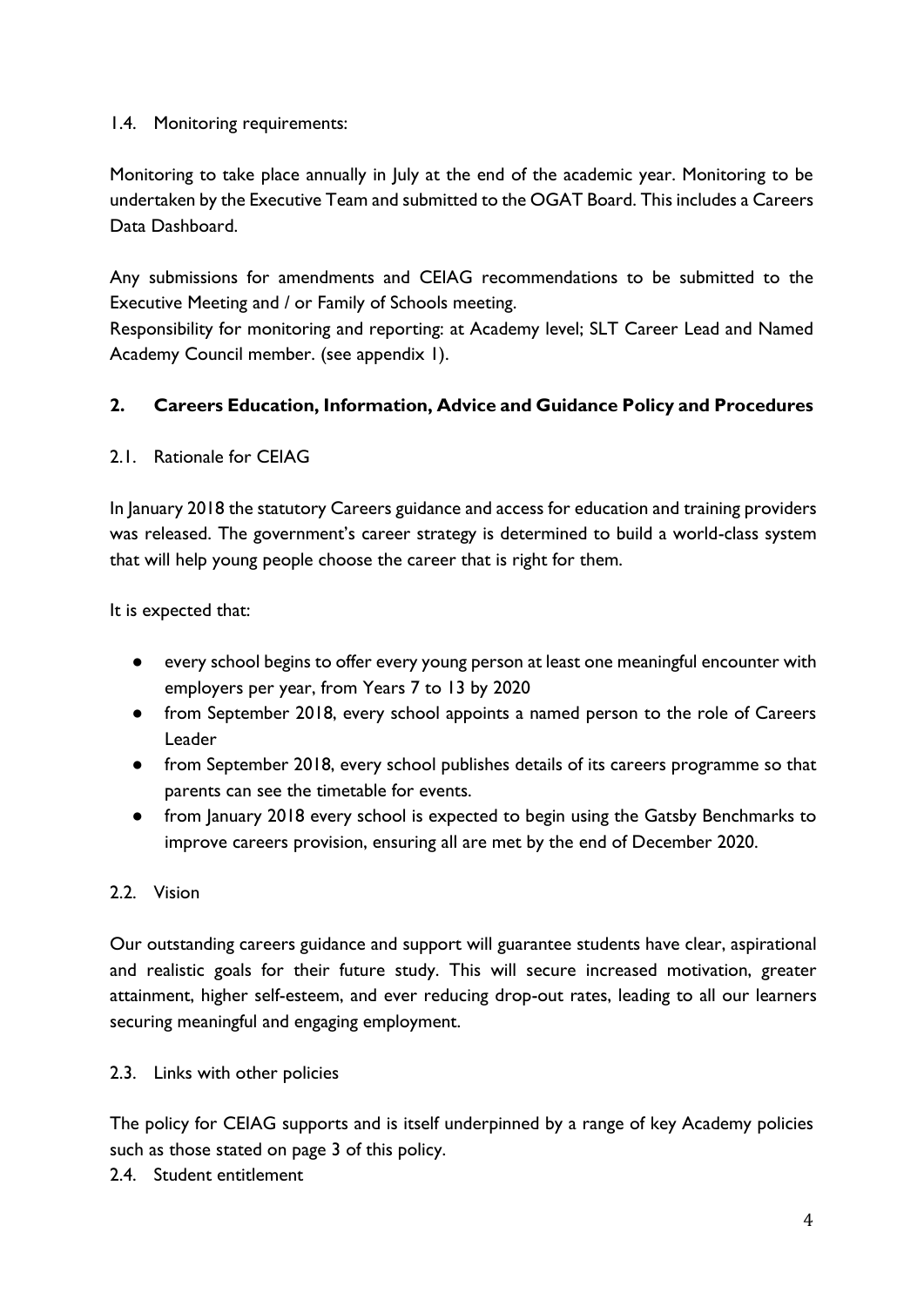### 1.4. Monitoring requirements:

Monitoring to take place annually in July at the end of the academic year. Monitoring to be undertaken by the Executive Team and submitted to the OGAT Board. This includes a Careers Data Dashboard.

Any submissions for amendments and CEIAG recommendations to be submitted to the Executive Meeting and / or Family of Schools meeting.
Responsibility for monitoring and reporting: at Academy level; SLT Career Lead and Named Academy Council member. (see appendix 1).

## 2. Careers Education, Information, Advice and Guidance Policy and Procedures

### 2.1. Rationale for CEIAG

In January 2018 the statutory Careers guidance and access for education and training providers was released. The government's career strategy is determined to build a world-class system that will help young people choose the career that is right for them.

It is expected that:

- every school begins to offer every young person at least one meaningful encounter with employers per year, from Years 7 to 13 by 2020
- from September 2018, every school appoints a named person to the role of Careers Leader
- from September 2018, every school publishes details of its careers programme so that parents can see the timetable for events.
- from January 2018 every school is expected to begin using the Gatsby Benchmarks to improve careers provision, ensuring all are met by the end of December 2020.

### 2.2. Vision

Our outstanding careers guidance and support will guarantee students have clear, aspirational and realistic goals for their future study. This will secure increased motivation, greater attainment, higher self-esteem, and ever reducing drop-out rates, leading to all our learners securing meaningful and engaging employment.

### 2.3. Links with other policies

The policy for CEIAG supports and is itself underpinned by a range of key Academy policies such as those stated on page 3 of this policy.

### 2.4. Student entitlement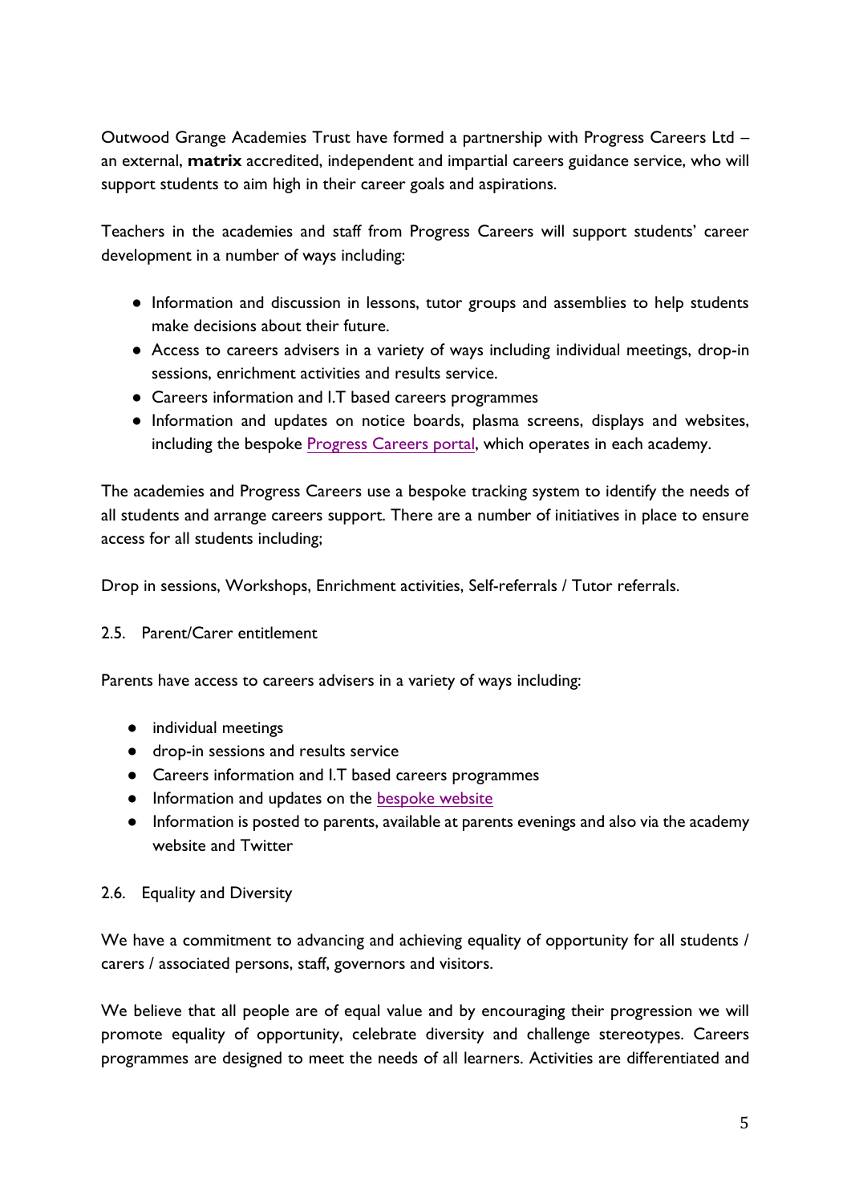Outwood Grange Academies Trust have formed a partnership with Progress Careers Ltd – an external, **matrix** accredited, independent and impartial careers guidance service, who will support students to aim high in their career goals and aspirations.

Teachers in the academies and staff from Progress Careers will support students' career development in a number of ways including:

- Information and discussion in lessons, tutor groups and assemblies to help students make decisions about their future.
- Access to careers advisers in a variety of ways including individual meetings, drop-in sessions, enrichment activities and results service.
- Careers information and I.T based careers programmes
- Information and updates on notice boards, plasma screens, displays and websites, including the bespoke Progress Careers portal, which operates in each academy.

The academies and Progress Careers use a bespoke tracking system to identify the needs of all students and arrange careers support. There are a number of initiatives in place to ensure access for all students including;

Drop in sessions, Workshops, Enrichment activities, Self-referrals / Tutor referrals.

### 2.5. Parent/Carer entitlement

Parents have access to careers advisers in a variety of ways including:

- individual meetings
- drop-in sessions and results service
- Careers information and I.T based careers programmes
- Information and updates on the bespoke website
- Information is posted to parents, available at parents evenings and also via the academy website and Twitter

### 2.6. Equality and Diversity

We have a commitment to advancing and achieving equality of opportunity for all students / carers / associated persons, staff, governors and visitors.

We believe that all people are of equal value and by encouraging their progression we will promote equality of opportunity, celebrate diversity and challenge stereotypes. Careers programmes are designed to meet the needs of all learners. Activities are differentiated and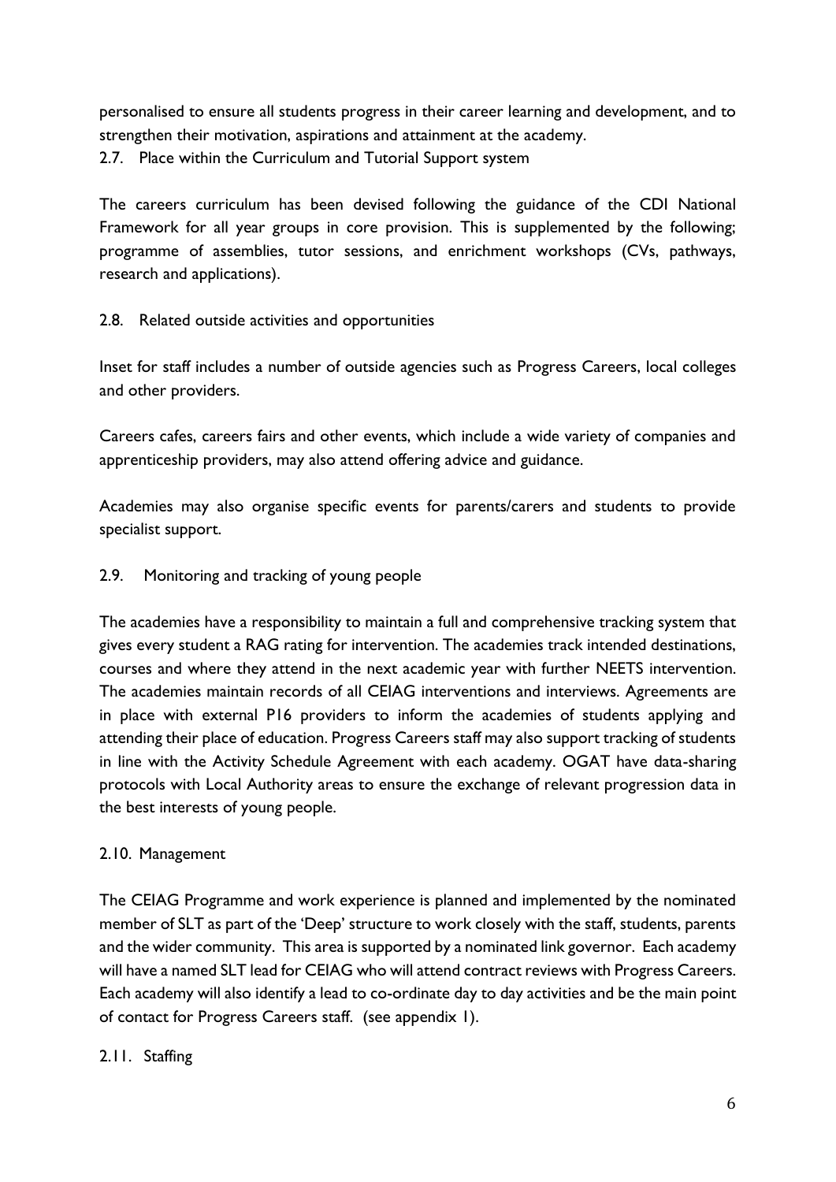personalised to ensure all students progress in their career learning and development, and to strengthen their motivation, aspirations and attainment at the academy.

### 2.7. Place within the Curriculum and Tutorial Support system

The careers curriculum has been devised following the guidance of the CDI National Framework for all year groups in core provision. This is supplemented by the following; programme of assemblies, tutor sessions, and enrichment workshops (CVs, pathways, research and applications).

### 2.8. Related outside activities and opportunities

Inset for staff includes a number of outside agencies such as Progress Careers, local colleges and other providers.

Careers cafes, careers fairs and other events, which include a wide variety of companies and apprenticeship providers, may also attend offering advice and guidance.

Academies may also organise specific events for parents/carers and students to provide specialist support.

### 2.9. Monitoring and tracking of young people

The academies have a responsibility to maintain a full and comprehensive tracking system that gives every student a RAG rating for intervention. The academies track intended destinations, courses and where they attend in the next academic year with further NEETS intervention. The academies maintain records of all CEIAG interventions and interviews. Agreements are in place with external P16 providers to inform the academies of students applying and attending their place of education. Progress Careers staff may also support tracking of students in line with the Activity Schedule Agreement with each academy. OGAT have data-sharing protocols with Local Authority areas to ensure the exchange of relevant progression data in the best interests of young people.

### 2.10. Management

The CEIAG Programme and work experience is planned and implemented by the nominated member of SLT as part of the 'Deep' structure to work closely with the staff, students, parents and the wider community. This area is supported by a nominated link governor. Each academy will have a named SLT lead for CEIAG who will attend contract reviews with Progress Careers. Each academy will also identify a lead to co-ordinate day to day activities and be the main point of contact for Progress Careers staff. (see appendix 1).

### 2.11. Staffing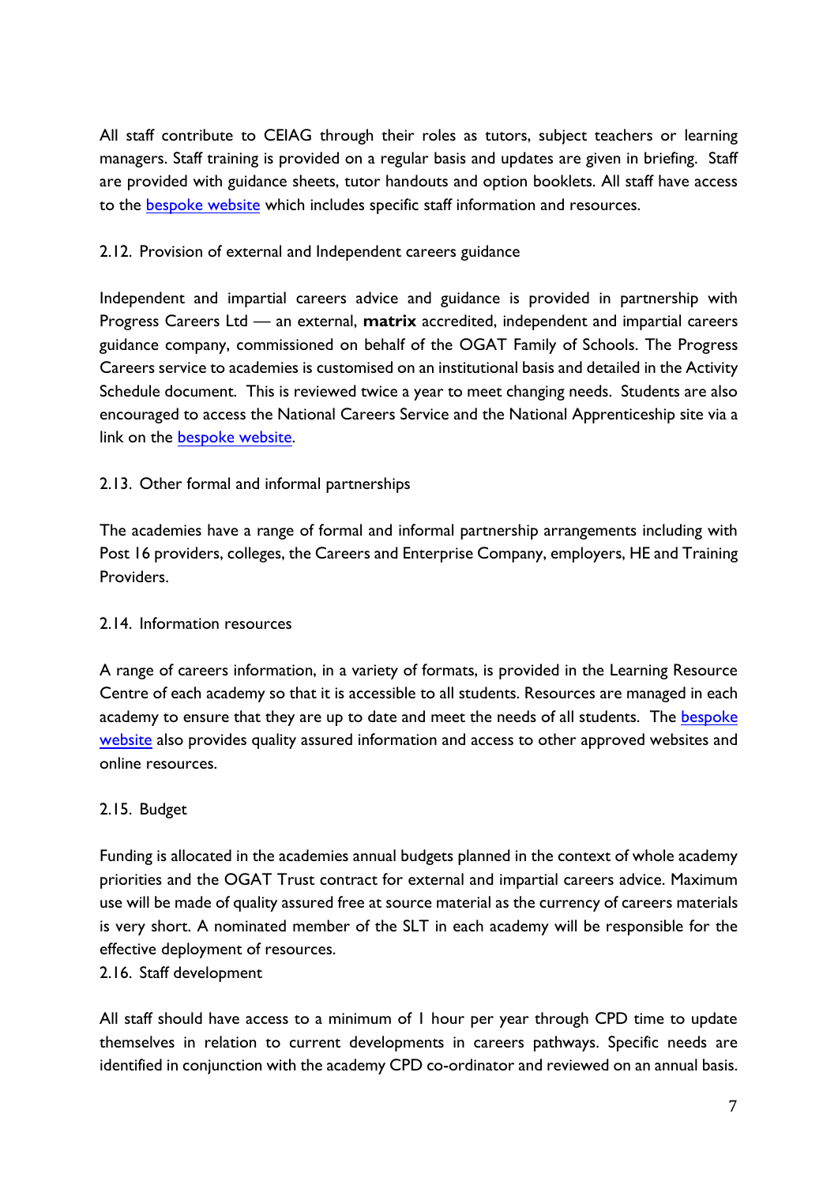All staff contribute to CEIAG through their roles as tutors, subject teachers or learning managers. Staff training is provided on a regular basis and updates are given in briefing. Staff are provided with guidance sheets, tutor handouts and option booklets. All staff have access to the bespoke website which includes specific staff information and resources.

### 2.12. Provision of external and Independent careers guidance

Independent and impartial careers advice and guidance is provided in partnership with Progress Careers Ltd — an external, **matrix** accredited, independent and impartial careers guidance company, commissioned on behalf of the OGAT Family of Schools. The Progress Careers service to academies is customised on an institutional basis and detailed in the Activity Schedule document. This is reviewed twice a year to meet changing needs. Students are also encouraged to access the National Careers Service and the National Apprenticeship site via a link on the bespoke website.

### 2.13. Other formal and informal partnerships

The academies have a range of formal and informal partnership arrangements including with Post 16 providers, colleges, the Careers and Enterprise Company, employers, HE and Training Providers.

### 2.14. Information resources

A range of careers information, in a variety of formats, is provided in the Learning Resource Centre of each academy so that it is accessible to all students. Resources are managed in each academy to ensure that they are up to date and meet the needs of all students. The bespoke website also provides quality assured information and access to other approved websites and online resources.

### 2.15. Budget

Funding is allocated in the academies annual budgets planned in the context of whole academy priorities and the OGAT Trust contract for external and impartial careers advice. Maximum use will be made of quality assured free at source material as the currency of careers materials is very short. A nominated member of the SLT in each academy will be responsible for the effective deployment of resources.

### 2.16. Staff development

All staff should have access to a minimum of 1 hour per year through CPD time to update themselves in relation to current developments in careers pathways. Specific needs are identified in conjunction with the academy CPD co-ordinator and reviewed on an annual basis.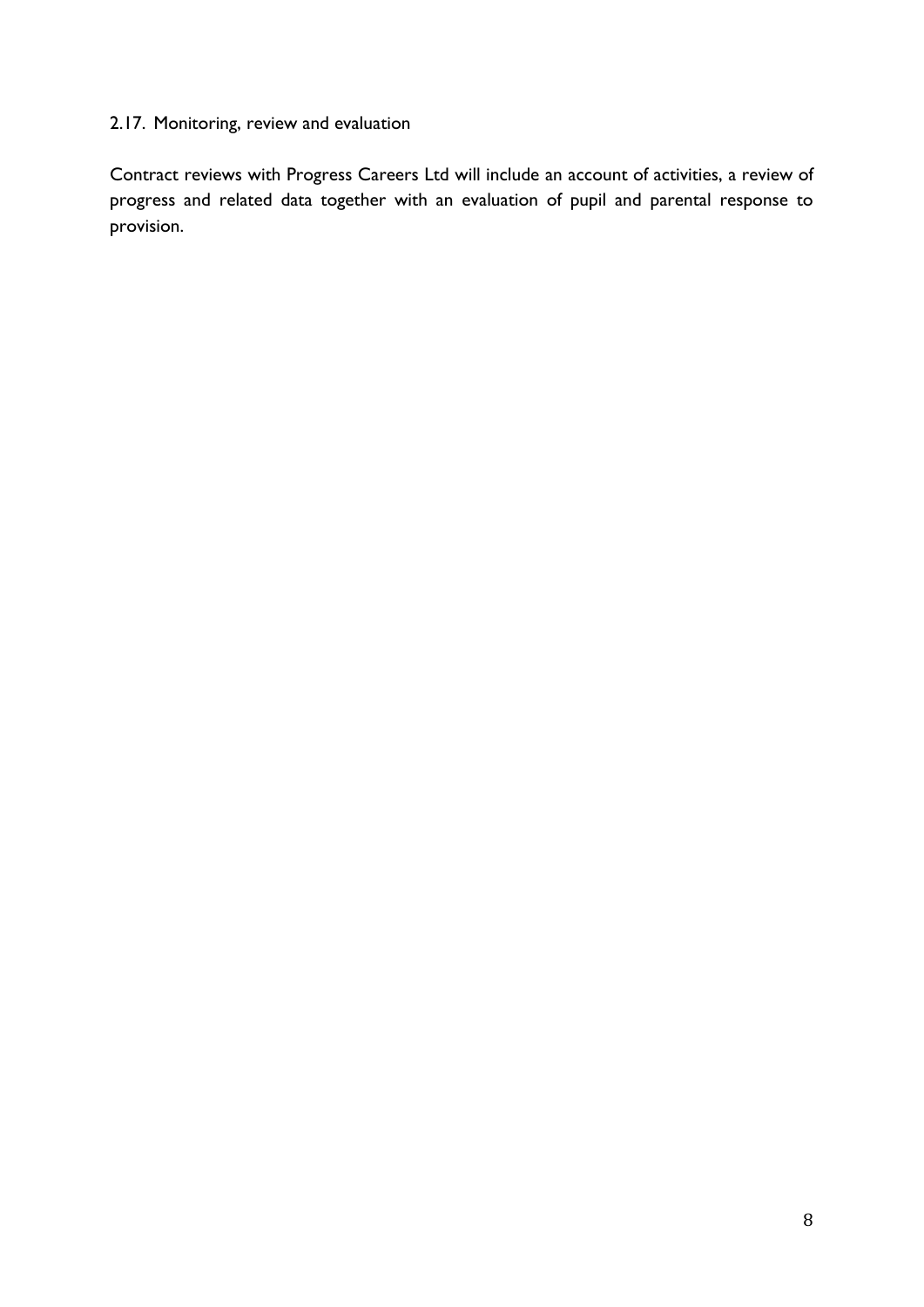## 2.17. Monitoring, review and evaluation

Contract reviews with Progress Careers Ltd will include an account of activities, a review of progress and related data together with an evaluation of pupil and parental response to provision.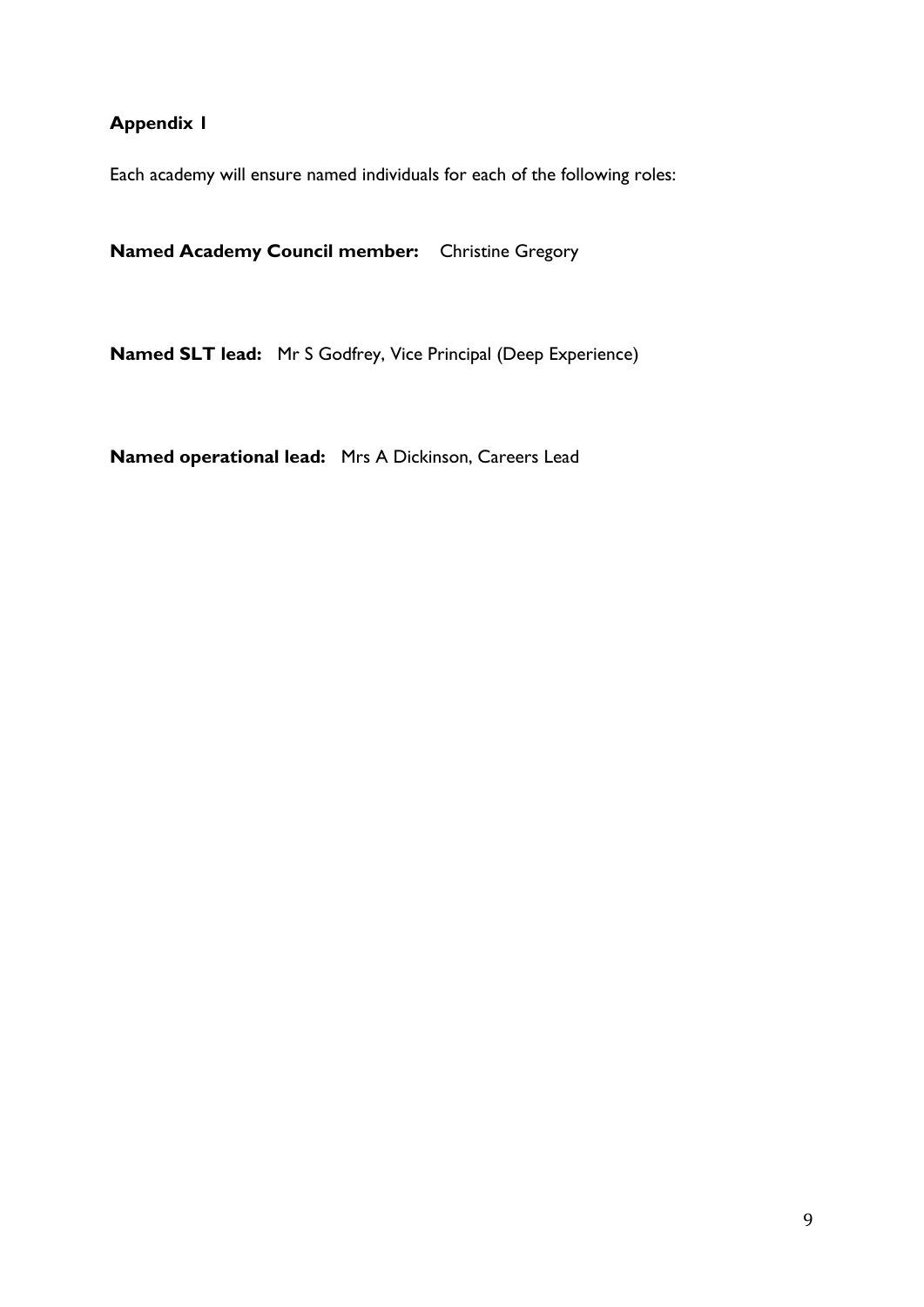## Appendix 1

Each academy will ensure named individuals for each of the following roles:

**Named Academy Council member:** Christine Gregory

**Named SLT lead:** Mr S Godfrey, Vice Principal (Deep Experience)

**Named operational lead:** Mrs A Dickinson, Careers Lead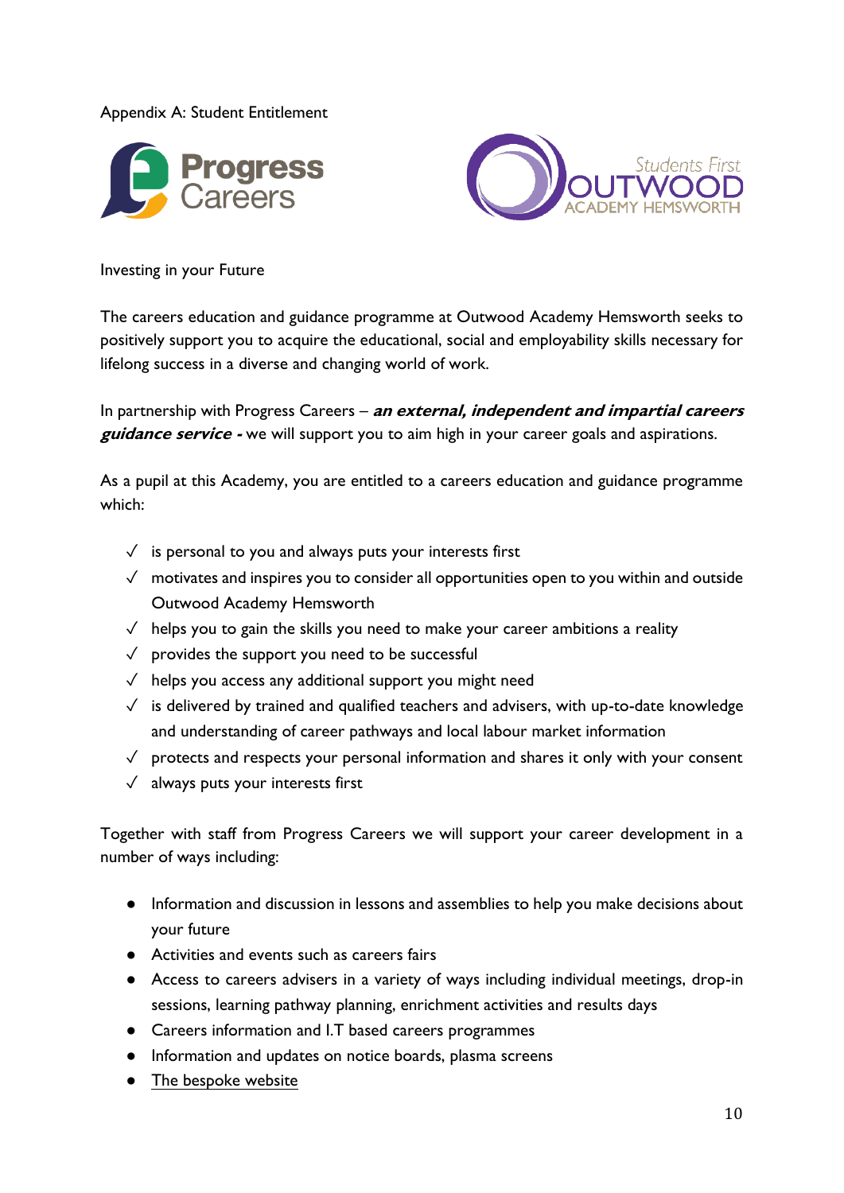Appendix A: Student Entitlement

Investing in your Future

The careers education and guidance programme at Outwood Academy Hemsworth seeks to positively support you to acquire the educational, social and employability skills necessary for lifelong success in a diverse and changing world of work.

In partnership with Progress Careers – ***an external, independent and impartial careers guidance service -*** we will support you to aim high in your career goals and aspirations.

As a pupil at this Academy, you are entitled to a careers education and guidance programme which:

- ✓ is personal to you and always puts your interests first
- ✓ motivates and inspires you to consider all opportunities open to you within and outside Outwood Academy Hemsworth
- ✓ helps you to gain the skills you need to make your career ambitions a reality
- ✓ provides the support you need to be successful
- ✓ helps you access any additional support you might need
- ✓ is delivered by trained and qualified teachers and advisers, with up-to-date knowledge and understanding of career pathways and local labour market information
- ✓ protects and respects your personal information and shares it only with your consent
- ✓ always puts your interests first

Together with staff from Progress Careers we will support your career development in a number of ways including:

- Information and discussion in lessons and assemblies to help you make decisions about your future
- Activities and events such as careers fairs
- Access to careers advisers in a variety of ways including individual meetings, drop-in sessions, learning pathway planning, enrichment activities and results days
- Careers information and I.T based careers programmes
- Information and updates on notice boards, plasma screens
- The bespoke website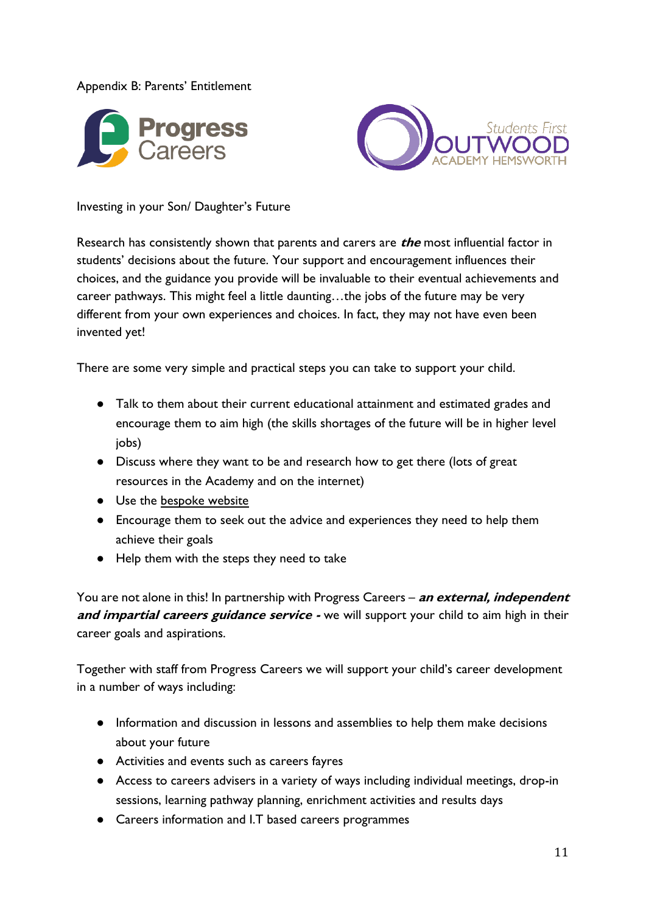Appendix B: Parents' Entitlement

Investing in your Son/ Daughter's Future

Research has consistently shown that parents and carers are ***the*** most influential factor in students' decisions about the future. Your support and encouragement influences their choices, and the guidance you provide will be invaluable to their eventual achievements and career pathways. This might feel a little daunting…the jobs of the future may be very different from your own experiences and choices. In fact, they may not have even been invented yet!

There are some very simple and practical steps you can take to support your child.

- Talk to them about their current educational attainment and estimated grades and encourage them to aim high (the skills shortages of the future will be in higher level jobs)
- Discuss where they want to be and research how to get there (lots of great resources in the Academy and on the internet)
- Use the bespoke website
- Encourage them to seek out the advice and experiences they need to help them achieve their goals
- Help them with the steps they need to take

You are not alone in this! In partnership with Progress Careers – ***an external, independent and impartial careers guidance service -*** we will support your child to aim high in their career goals and aspirations.

Together with staff from Progress Careers we will support your child's career development in a number of ways including:

- Information and discussion in lessons and assemblies to help them make decisions about your future
- Activities and events such as careers fayres
- Access to careers advisers in a variety of ways including individual meetings, drop-in sessions, learning pathway planning, enrichment activities and results days
- Careers information and I.T based careers programmes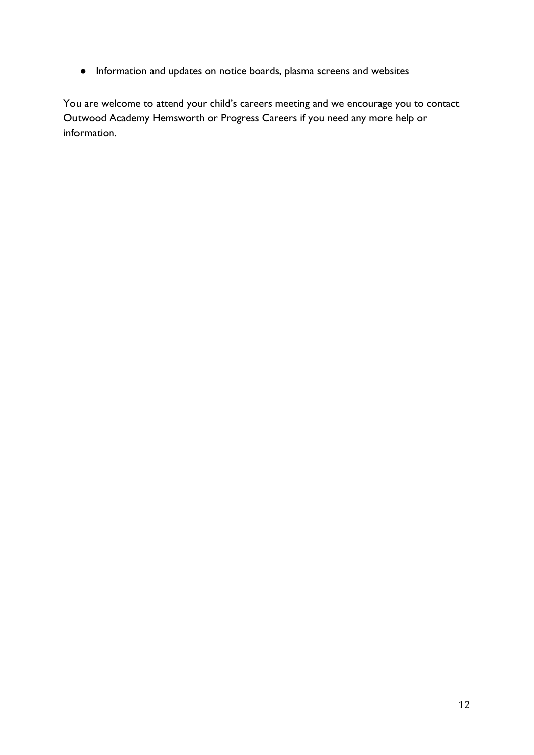- Information and updates on notice boards, plasma screens and websites

You are welcome to attend your child's careers meeting and we encourage you to contact Outwood Academy Hemsworth or Progress Careers if you need any more help or information.